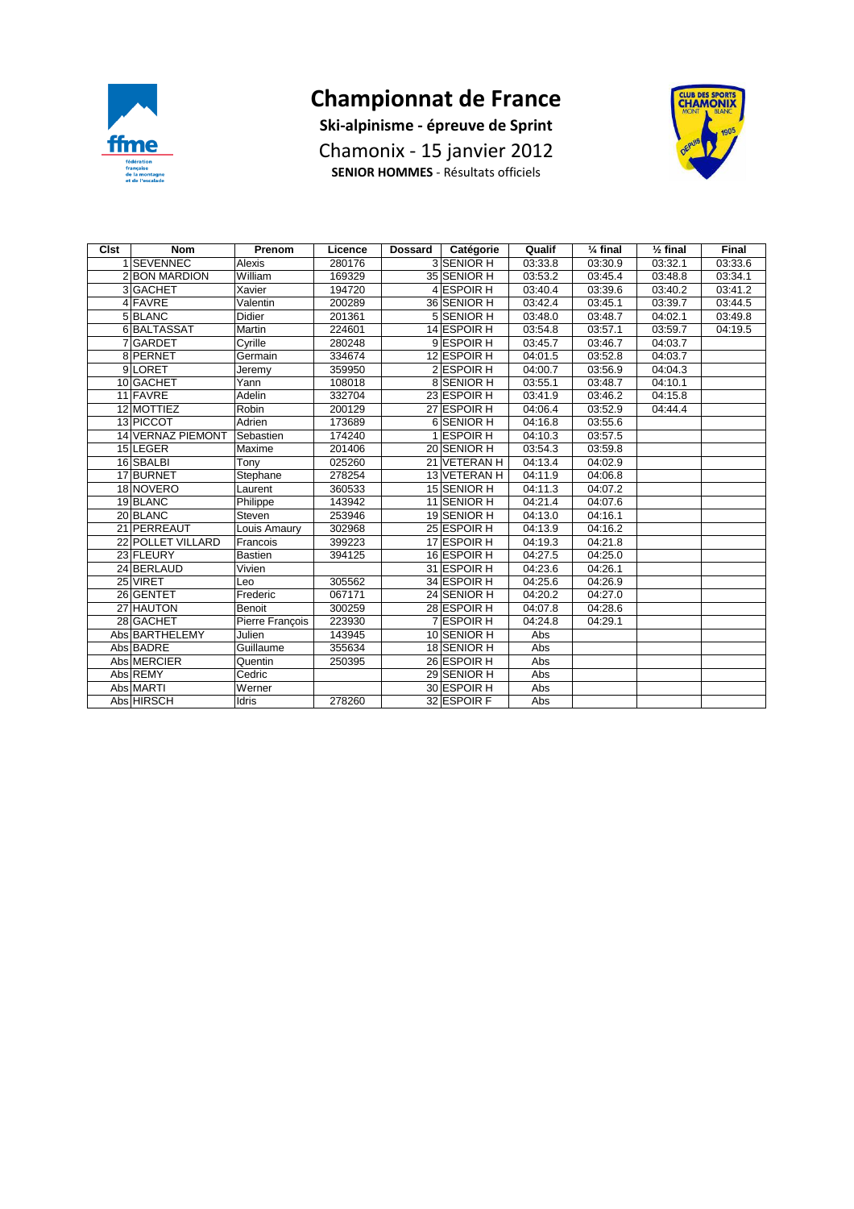# Championnat de France

**Ski-alpinisme - épreuve de Sprint**

Chamonix - 15 janvier 2012

**SENIOR HOMMES** - Résultats officiels

| Clst | Nom | Prenom | Licence | Dossard | Catégorie | Qualif | ¼ final | ½ final | Final |
|---|---|---|---|---|---|---|---|---|---|
| 1 | SEVENNEC | Alexis | 280176 | 3 | SENIOR H | 03:33.8 | 03:30.9 | 03:32.1 | 03:33.6 |
| 2 | BON MARDION | William | 169329 | 35 | SENIOR H | 03:53.2 | 03:45.4 | 03:48.8 | 03:34.1 |
| 3 | GACHET | Xavier | 194720 | 4 | ESPOIR H | 03:40.4 | 03:39.6 | 03:40.2 | 03:41.2 |
| 4 | FAVRE | Valentin | 200289 | 36 | SENIOR H | 03:42.4 | 03:45.1 | 03:39.7 | 03:44.5 |
| 5 | BLANC | Didier | 201361 | 5 | SENIOR H | 03:48.0 | 03:48.7 | 04:02.1 | 03:49.8 |
| 6 | BALTASSAT | Martin | 224601 | 14 | ESPOIR H | 03:54.8 | 03:57.1 | 03:59.7 | 04:19.5 |
| 7 | GARDET | Cyrille | 280248 | 9 | ESPOIR H | 03:45.7 | 03:46.7 | 04:03.7 | |
| 8 | PERNET | Germain | 334674 | 12 | ESPOIR H | 04:01.5 | 03:52.8 | 04:03.7 | |
| 9 | LORET | Jeremy | 359950 | 2 | ESPOIR H | 04:00.7 | 03:56.9 | 04:04.3 | |
| 10 | GACHET | Yann | 108018 | 8 | SENIOR H | 03:55.1 | 03:48.7 | 04:10.1 | |
| 11 | FAVRE | Adelin | 332704 | 23 | ESPOIR H | 03:41.9 | 03:46.2 | 04:15.8 | |
| 12 | MOTTIEZ | Robin | 200129 | 27 | ESPOIR H | 04:06.4 | 03:52.9 | 04:44.4 | |
| 13 | PICCOT | Adrien | 173689 | 6 | SENIOR H | 04:16.8 | 03:55.6 | | |
| 14 | VERNAZ PIEMONT | Sebastien | 174240 | 1 | ESPOIR H | 04:10.3 | 03:57.5 | | |
| 15 | LEGER | Maxime | 201406 | 20 | SENIOR H | 03:54.3 | 03:59.8 | | |
| 16 | SBALBI | Tony | 025260 | 21 | VETERAN H | 04:13.4 | 04:02.9 | | |
| 17 | BURNET | Stephane | 278254 | 13 | VETERAN H | 04:11.9 | 04:06.8 | | |
| 18 | NOVERO | Laurent | 360533 | 15 | SENIOR H | 04:11.3 | 04:07.2 | | |
| 19 | BLANC | Philippe | 143942 | 11 | SENIOR H | 04:21.4 | 04:07.6 | | |
| 20 | BLANC | Steven | 253946 | 19 | SENIOR H | 04:13.0 | 04:16.1 | | |
| 21 | PERREAUT | Louis Amaury | 302968 | 25 | ESPOIR H | 04:13.9 | 04:16.2 | | |
| 22 | POLLET VILLARD | Francois | 399223 | 17 | ESPOIR H | 04:19.3 | 04:21.8 | | |
| 23 | FLEURY | Bastien | 394125 | 16 | ESPOIR H | 04:27.5 | 04:25.0 | | |
| 24 | BERLAUD | Vivien | | 31 | ESPOIR H | 04:23.6 | 04:26.1 | | |
| 25 | VIRET | Leo | 305562 | 34 | ESPOIR H | 04:25.6 | 04:26.9 | | |
| 26 | GENTET | Frederic | 067171 | 24 | SENIOR H | 04:20.2 | 04:27.0 | | |
| 27 | HAUTON | Benoit | 300259 | 28 | ESPOIR H | 04:07.8 | 04:28.6 | | |
| 28 | GACHET | Pierre François | 223930 | 7 | ESPOIR H | 04:24.8 | 04:29.1 | | |
| Abs | BARTHELEMY | Julien | 143945 | 10 | SENIOR H | Abs | | | |
| Abs | BADRE | Guillaume | 355634 | 18 | SENIOR H | Abs | | | |
| Abs | MERCIER | Quentin | 250395 | 26 | ESPOIR H | Abs | | | |
| Abs | REMY | Cedric | | 29 | SENIOR H | Abs | | | |
| Abs | MARTI | Werner | | 30 | ESPOIR H | Abs | | | |
| Abs | HIRSCH | Idris | 278260 | 32 | ESPOIR F | Abs | | | |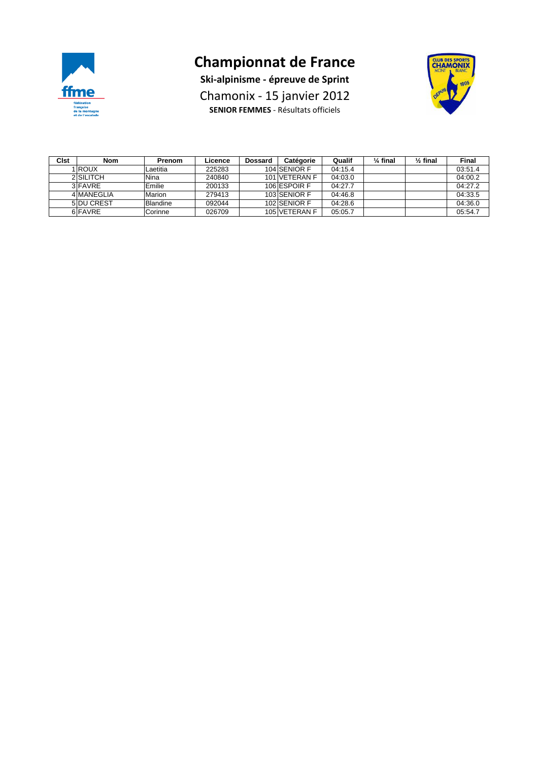# Championnat de France

**Ski-alpinisme - épreuve de Sprint**

Chamonix - 15 janvier 2012

**SENIOR FEMMES** - Résultats officiels

| Clst | Nom | Prenom | Licence | Dossard | Catégorie | Qualif | ¼ final | ½ final | Final |
|---|---|---|---|---|---|---|---|---|---|
| 1 | ROUX | Laetitia | 225283 | 104 | SENIOR F | 04:15.4 | | | 03:51.4 |
| 2 | SILITCH | Nina | 240840 | 101 | VETERAN F | 04:03.0 | | | 04:00.2 |
| 3 | FAVRE | Emilie | 200133 | 106 | ESPOIR F | 04:27.7 | | | 04:27.2 |
| 4 | MANEGLIA | Marion | 279413 | 103 | SENIOR F | 04:46.8 | | | 04:33.5 |
| 5 | DU CREST | Blandine | 092044 | 102 | SENIOR F | 04:28.6 | | | 04:36.0 |
| 6 | FAVRE | Corinne | 026709 | 105 | VETERAN F | 05:05.7 | | | 05:54.7 |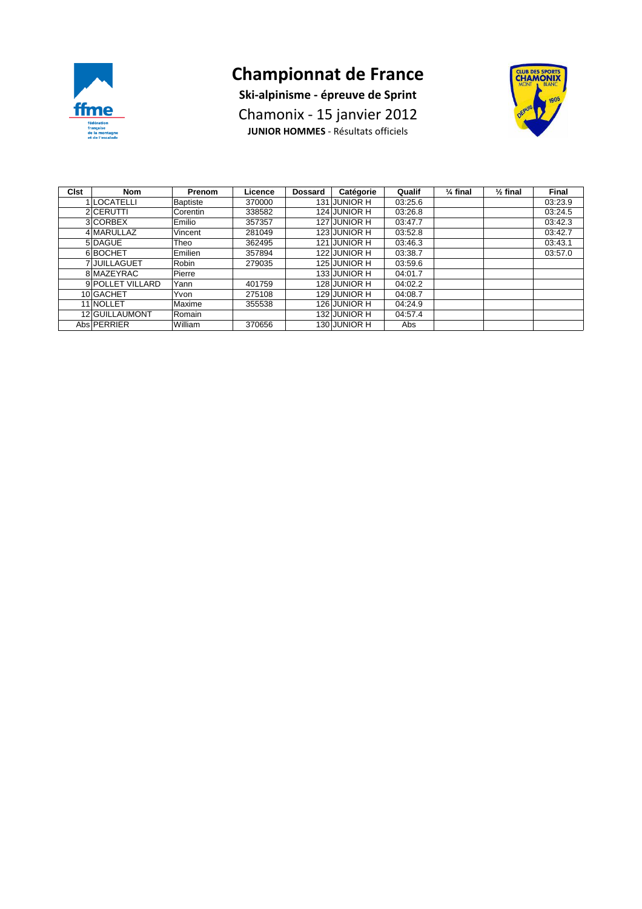# Championnat de France

**Ski-alpinisme - épreuve de Sprint**

Chamonix - 15 janvier 2012

**JUNIOR HOMMES** - Résultats officiels

| Clst | Nom | Prenom | Licence | Dossard | Catégorie | Qualif | ¼ final | ½ final | Final |
|---|---|---|---|---|---|---|---|---|---|
| 1 | LOCATELLI | Baptiste | 370000 | 131 | JUNIOR H | 03:25.6 | | | 03:23.9 |
| 2 | CERUTTI | Corentin | 338582 | 124 | JUNIOR H | 03:26.8 | | | 03:24.5 |
| 3 | CORBEX | Emilio | 357357 | 127 | JUNIOR H | 03:47.7 | | | 03:42.3 |
| 4 | MARULLAZ | Vincent | 281049 | 123 | JUNIOR H | 03:52.8 | | | 03:42.7 |
| 5 | DAGUE | Theo | 362495 | 121 | JUNIOR H | 03:46.3 | | | 03:43.1 |
| 6 | BOCHET | Emilien | 357894 | 122 | JUNIOR H | 03:38.7 | | | 03:57.0 |
| 7 | JUILLAGUET | Robin | 279035 | 125 | JUNIOR H | 03:59.6 | | | |
| 8 | MAZEYRAC | Pierre | | 133 | JUNIOR H | 04:01.7 | | | |
| 9 | POLLET VILLARD | Yann | 401759 | 128 | JUNIOR H | 04:02.2 | | | |
| 10 | GACHET | Yvon | 275108 | 129 | JUNIOR H | 04:08.7 | | | |
| 11 | NOLLET | Maxime | 355538 | 126 | JUNIOR H | 04:24.9 | | | |
| 12 | GUILLAUMONT | Romain | | 132 | JUNIOR H | 04:57.4 | | | |
| Abs | PERRIER | William | 370656 | 130 | JUNIOR H | Abs | | | |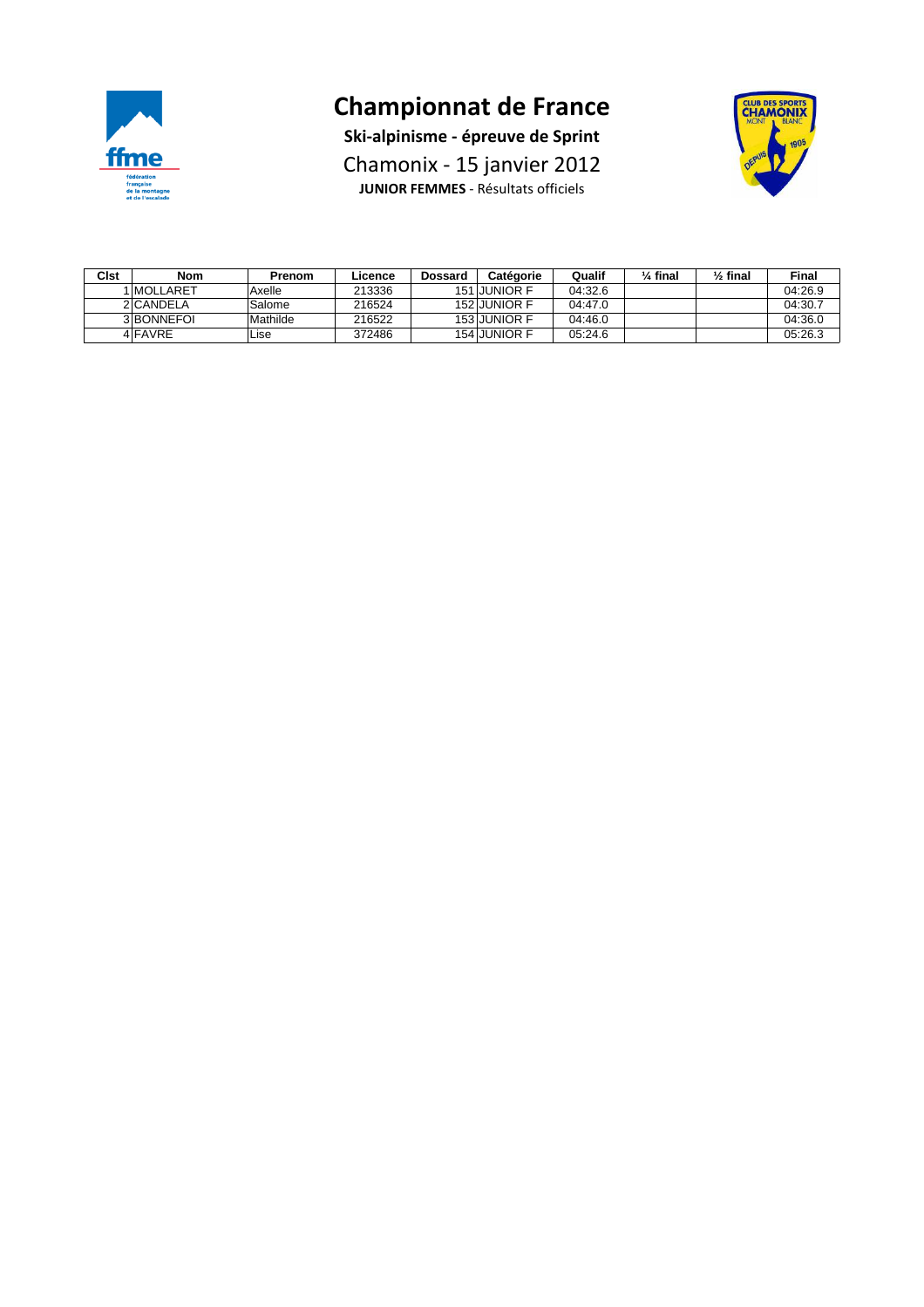# Championnat de France

**Ski-alpinisme - épreuve de Sprint**

Chamonix - 15 janvier 2012

**JUNIOR FEMMES** - Résultats officiels

| Clst | Nom | Prenom | Licence | Dossard | Catégorie | Qualif | ¼ final | ½ final | Final |
|---|---|---|---|---|---|---|---|---|---|
| 1 | MOLLARET | Axelle | 213336 | 151 | JUNIOR F | 04:32.6 | | | 04:26.9 |
| 2 | CANDELA | Salome | 216524 | 152 | JUNIOR F | 04:47.0 | | | 04:30.7 |
| 3 | BONNEFOI | Mathilde | 216522 | 153 | JUNIOR F | 04:46.0 | | | 04:36.0 |
| 4 | FAVRE | Lise | 372486 | 154 | JUNIOR F | 05:24.6 | | | 05:26.3 |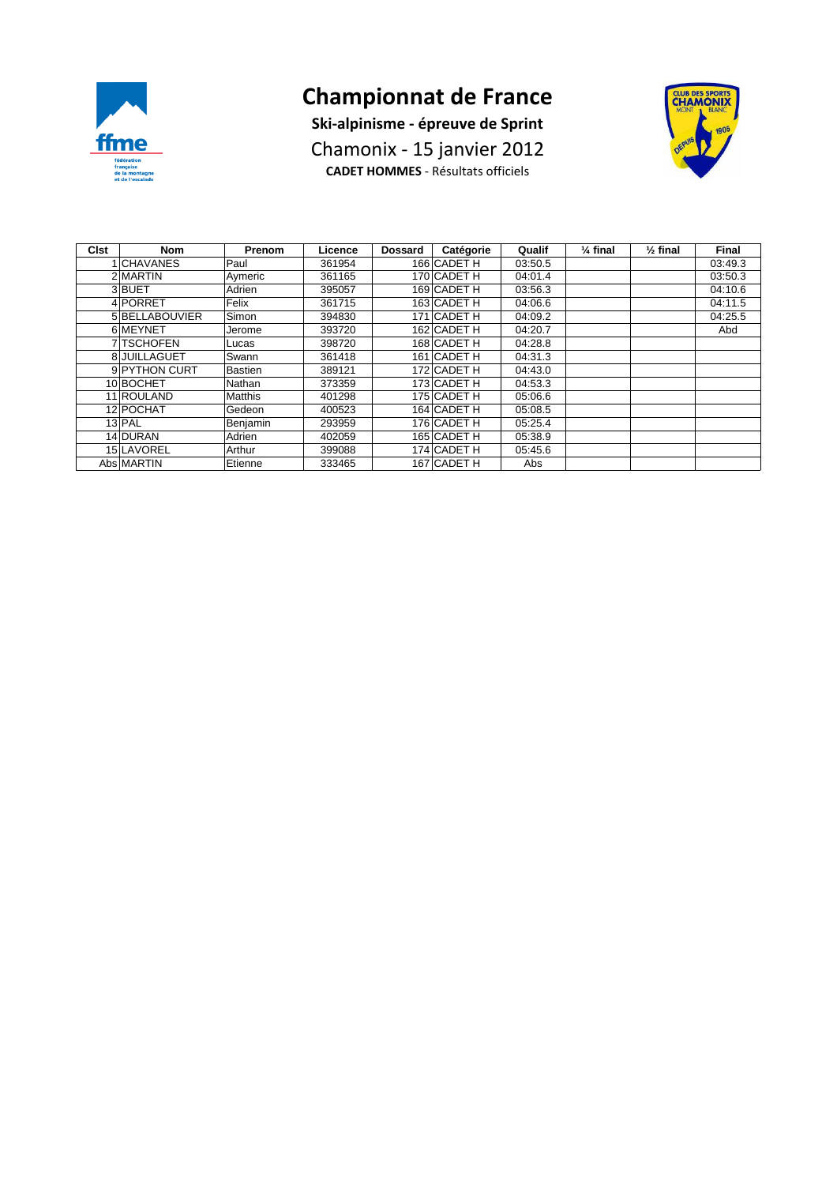# Championnat de France

**Ski-alpinisme - épreuve de Sprint**

Chamonix - 15 janvier 2012

**CADET HOMMES** - Résultats officiels

| Clst | Nom | Prenom | Licence | Dossard | Catégorie | Qualif | ¼ final | ½ final | Final |
|---|---|---|---|---|---|---|---|---|---|
| 1 | CHAVANES | Paul | 361954 | 166 | CADET H | 03:50.5 | | | 03:49.3 |
| 2 | MARTIN | Aymeric | 361165 | 170 | CADET H | 04:01.4 | | | 03:50.3 |
| 3 | BUET | Adrien | 395057 | 169 | CADET H | 03:56.3 | | | 04:10.6 |
| 4 | PORRET | Felix | 361715 | 163 | CADET H | 04:06.6 | | | 04:11.5 |
| 5 | BELLABOUVIER | Simon | 394830 | 171 | CADET H | 04:09.2 | | | 04:25.5 |
| 6 | MEYNET | Jerome | 393720 | 162 | CADET H | 04:20.7 | | | Abd |
| 7 | TSCHOFEN | Lucas | 398720 | 168 | CADET H | 04:28.8 | | | |
| 8 | JUILLAGUET | Swann | 361418 | 161 | CADET H | 04:31.3 | | | |
| 9 | PYTHON CURT | Bastien | 389121 | 172 | CADET H | 04:43.0 | | | |
| 10 | BOCHET | Nathan | 373359 | 173 | CADET H | 04:53.3 | | | |
| 11 | ROULAND | Matthis | 401298 | 175 | CADET H | 05:06.6 | | | |
| 12 | POCHAT | Gedeon | 400523 | 164 | CADET H | 05:08.5 | | | |
| 13 | PAL | Benjamin | 293959 | 176 | CADET H | 05:25.4 | | | |
| 14 | DURAN | Adrien | 402059 | 165 | CADET H | 05:38.9 | | | |
| 15 | LAVOREL | Arthur | 399088 | 174 | CADET H | 05:45.6 | | | |
| Abs | MARTIN | Etienne | 333465 | 167 | CADET H | Abs | | | |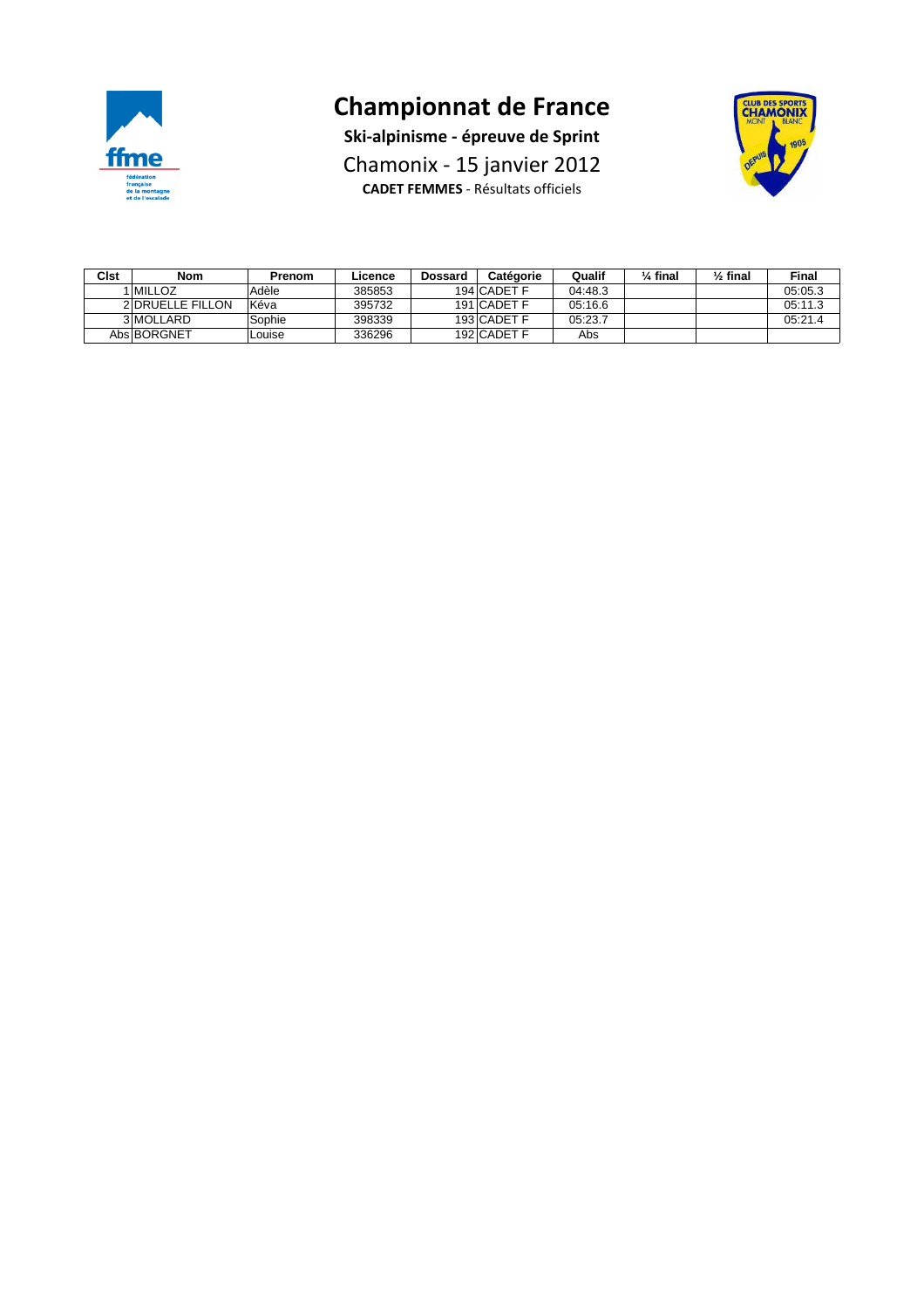# Championnat de France

**Ski-alpinisme - épreuve de Sprint**

Chamonix - 15 janvier 2012

**CADET FEMMES** - Résultats officiels

| Clst | Nom | Prenom | Licence | Dossard | Catégorie | Qualif | ¼ final | ½ final | Final |
|---|---|---|---|---|---|---|---|---|---|
| 1 | MILLOZ | Adèle | 385853 | 194 | CADET F | 04:48.3 | | | 05:05.3 |
| 2 | DRUELLE FILLON | Kéva | 395732 | 191 | CADET F | 05:16.6 | | | 05:11.3 |
| 3 | MOLLARD | Sophie | 398339 | 193 | CADET F | 05:23.7 | | | 05:21.4 |
| Abs | BORGNET | Louise | 336296 | 192 | CADET F | Abs | | | |